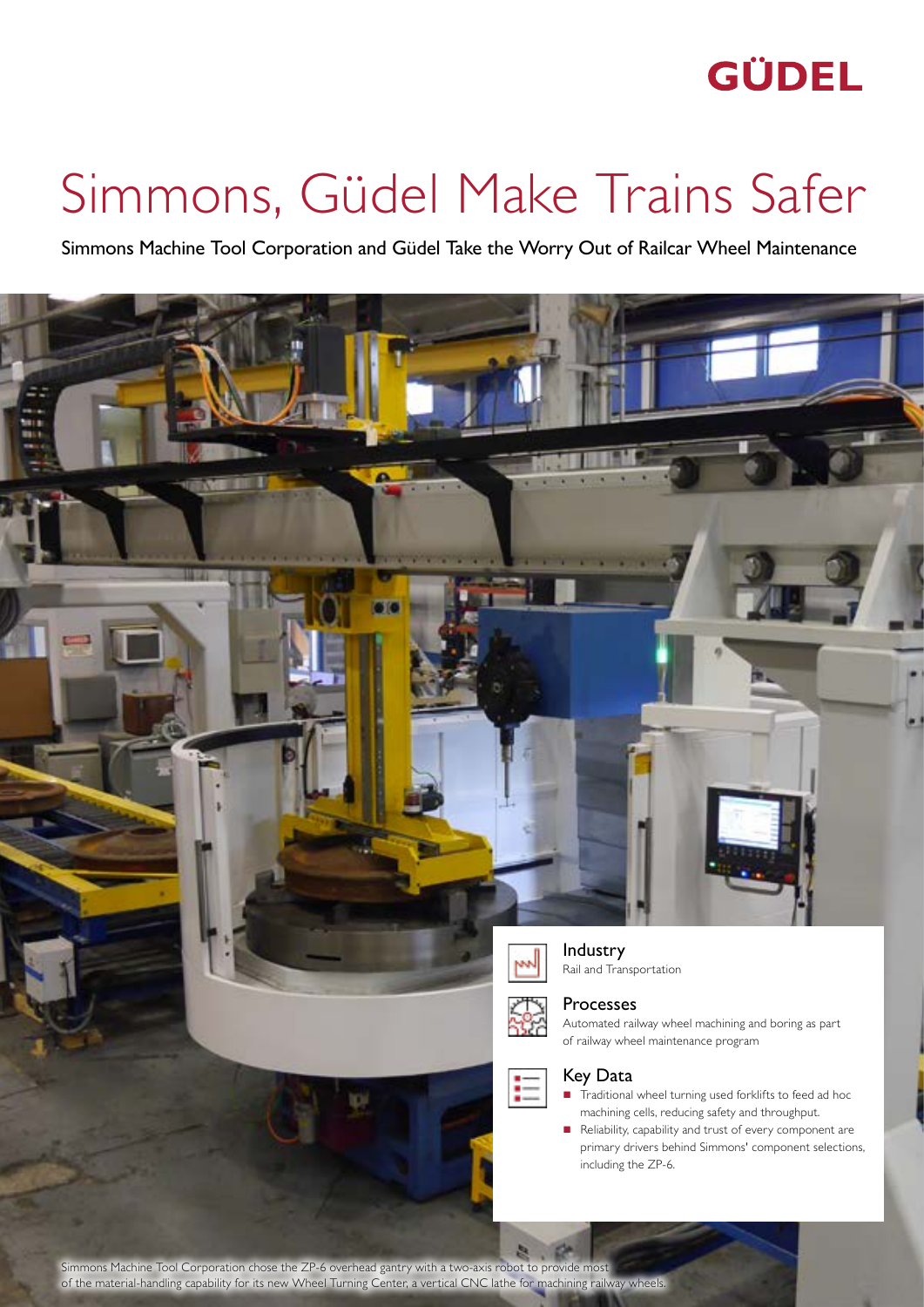GÜDEL

# Simmons, Güdel Make Trains Safer

Simmons Machine Tool Corporation and Güdel Take the Worry Out of Railcar Wheel Maintenance

## Industry

Rail and Transportation

## Processes

Automated railway wheel machining and boring as part of railway wheel maintenance program

## Key Data

- Traditional wheel turning used forklifts to feed ad hoc machining cells, reducing safety and throughput.
- Reliability, capability and trust of every component are primary drivers behind Simmons' component selections, including the ZP-6.

Simmons Machine Tool Corporation chose the ZP-6 overhead gantry with a two-axis robot to provide most of the material-handling capability for its new Wheel Turning Center, a vertical CNC lathe for machining railway wheels.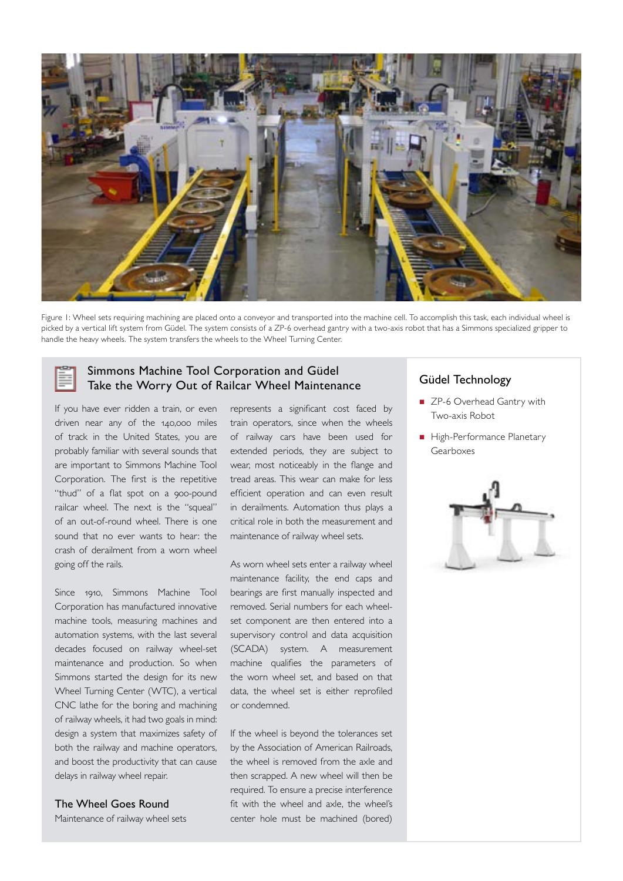Figure 1: Wheel sets requiring machining are placed onto a conveyor and transported into the machine cell. To accomplish this task, each individual wheel is picked by a vertical lift system from Güdel. The system consists of a ZP-6 overhead gantry with a two-axis robot that has a Simmons specialized gripper to handle the heavy wheels. The system transfers the wheels to the Wheel Turning Center.

## Simmons Machine Tool Corporation and Güdel Take the Worry Out of Railcar Wheel Maintenance

If you have ever ridden a train, or even driven near any of the 140,000 miles of track in the United States, you are probably familiar with several sounds that are important to Simmons Machine Tool Corporation. The first is the repetitive "thud" of a flat spot on a 900-pound railcar wheel. The next is the "squeal" of an out-of-round wheel. There is one sound that no ever wants to hear: the crash of derailment from a worn wheel going off the rails.

Since 1910, Simmons Machine Tool Corporation has manufactured innovative machine tools, measuring machines and automation systems, with the last several decades focused on railway wheel-set maintenance and production. So when Simmons started the design for its new Wheel Turning Center (WTC), a vertical CNC lathe for the boring and machining of railway wheels, it had two goals in mind: design a system that maximizes safety of both the railway and machine operators, and boost the productivity that can cause delays in railway wheel repair.

### The Wheel Goes Round

Maintenance of railway wheel sets represents a significant cost faced by train operators, since when the wheels of railway cars have been used for extended periods, they are subject to wear, most noticeably in the flange and tread areas. This wear can make for less efficient operation and can even result in derailments. Automation thus plays a critical role in both the measurement and maintenance of railway wheel sets.

As worn wheel sets enter a railway wheel maintenance facility, the end caps and bearings are first manually inspected and removed. Serial numbers for each wheel-set component are then entered into a supervisory control and data acquisition (SCADA) system. A measurement machine qualifies the parameters of the worn wheel set, and based on that data, the wheel set is either reprofiled or condemned.

If the wheel is beyond the tolerances set by the Association of American Railroads, the wheel is removed from the axle and then scrapped. A new wheel will then be required. To ensure a precise interference fit with the wheel and axle, the wheel's center hole must be machined (bored)

### Güdel Technology

- ZP-6 Overhead Gantry with Two-axis Robot
- High-Performance Planetary Gearboxes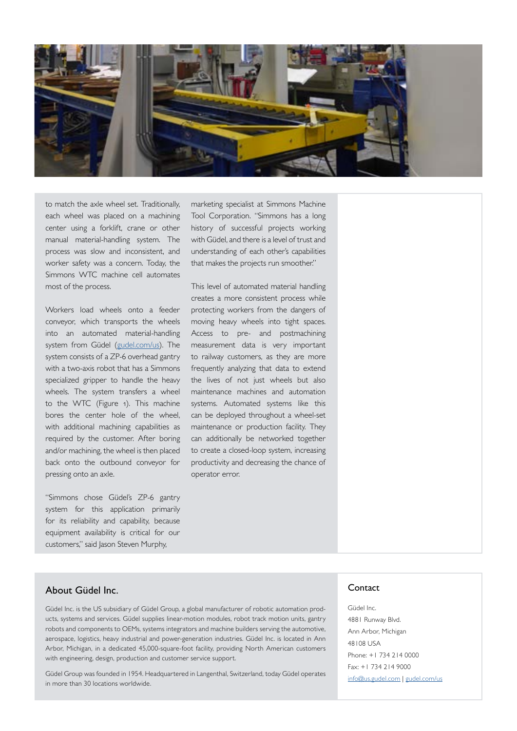to match the axle wheel set. Traditionally, each wheel was placed on a machining center using a forklift, crane or other manual material-handling system. The process was slow and inconsistent, and worker safety was a concern. Today, the Simmons WTC machine cell automates most of the process.

Workers load wheels onto a feeder conveyor, which transports the wheels into an automated material-handling system from Güdel (gudel.com/us). The system consists of a ZP-6 overhead gantry with a two-axis robot that has a Simmons specialized gripper to handle the heavy wheels. The system transfers a wheel to the WTC (Figure 1). This machine bores the center hole of the wheel, with additional machining capabilities as required by the customer. After boring and/or machining, the wheel is then placed back onto the outbound conveyor for pressing onto an axle.

"Simmons chose Güdel's ZP-6 gantry system for this application primarily for its reliability and capability, because equipment availability is critical for our customers," said Jason Steven Murphy, marketing specialist at Simmons Machine Tool Corporation. "Simmons has a long history of successful projects working with Güdel, and there is a level of trust and understanding of each other's capabilities that makes the projects run smoother."

This level of automated material handling creates a more consistent process while protecting workers from the dangers of moving heavy wheels into tight spaces. Access to pre- and postmachining measurement data is very important to railway customers, as they are more frequently analyzing that data to extend the lives of not just wheels but also maintenance machines and automation systems. Automated systems like this can be deployed throughout a wheel-set maintenance or production facility. They can additionally be networked together to create a closed-loop system, increasing productivity and decreasing the chance of operator error.

## About Güdel Inc.

Güdel Inc. is the US subsidiary of Güdel Group, a global manufacturer of robotic automation products, systems and services. Güdel supplies linear-motion modules, robot track motion units, gantry robots and components to OEMs, systems integrators and machine builders serving the automotive, aerospace, logistics, heavy industrial and power-generation industries. Güdel Inc. is located in Ann Arbor, Michigan, in a dedicated 45,000-square-foot facility, providing North American customers with engineering, design, production and customer service support.

Güdel Group was founded in 1954. Headquartered in Langenthal, Switzerland, today Güdel operates in more than 30 locations worldwide.

## Contact

Güdel Inc.
4881 Runway Blvd.
Ann Arbor, Michigan
48108 USA
Phone: +1 734 214 0000
Fax: +1 734 214 9000
info@us.gudel.com | gudel.com/us